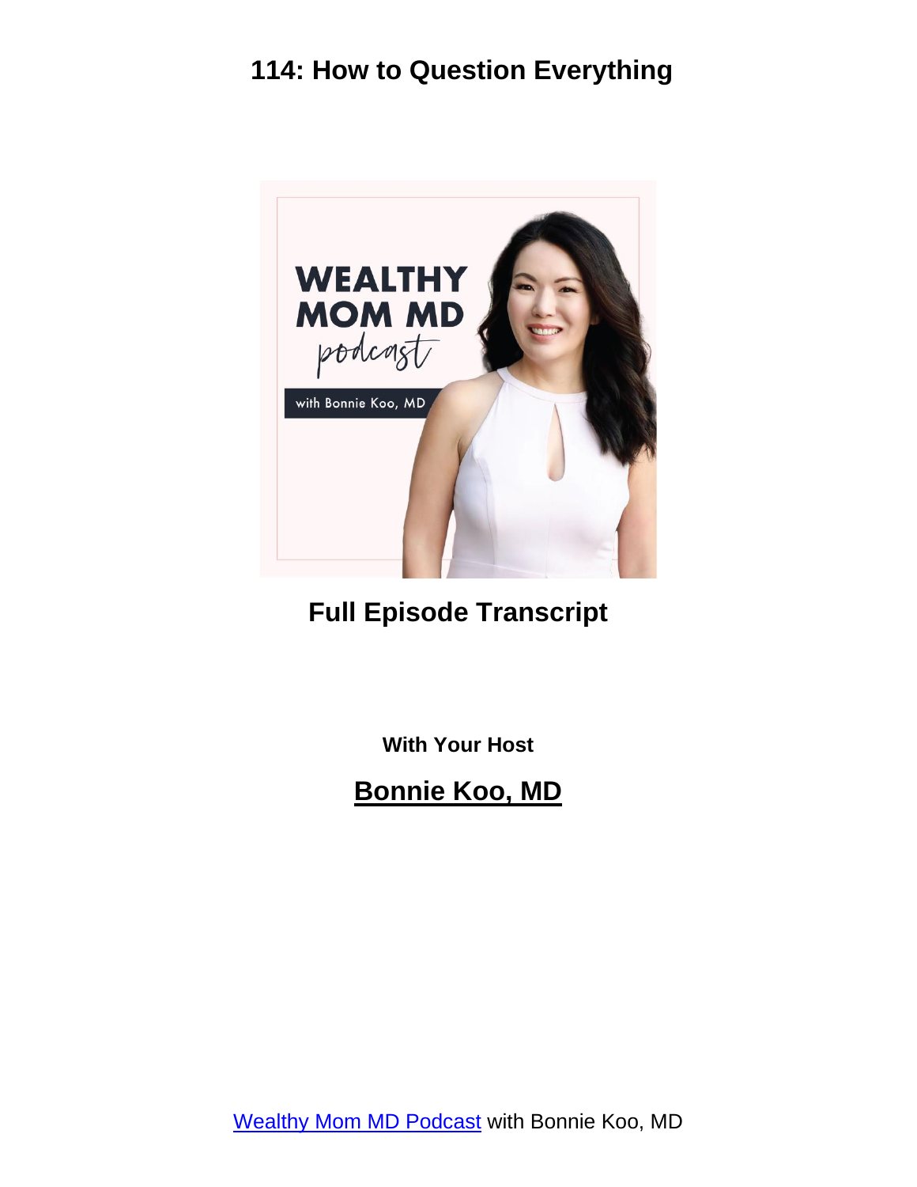# 114: How to Question Everything

## Full Episode Transcript

**With Your Host**

## Bonnie Koo, MD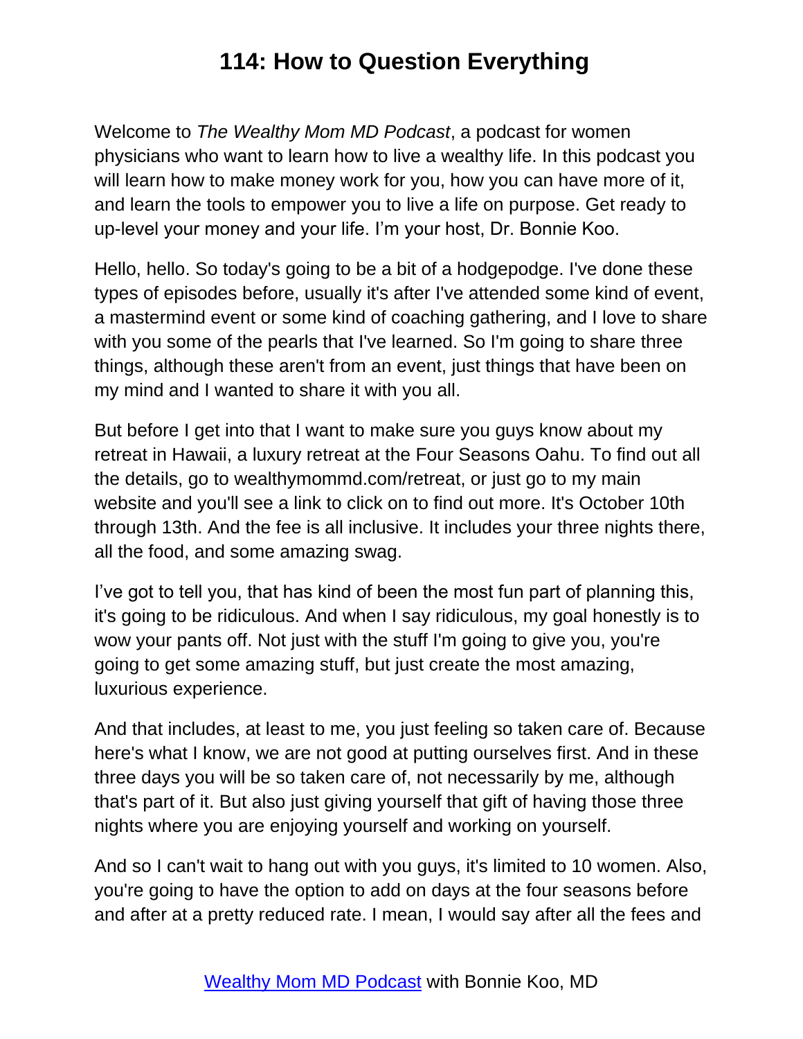# 114: How to Question Everything

Welcome to *The Wealthy Mom MD Podcast*, a podcast for women physicians who want to learn how to live a wealthy life. In this podcast you will learn how to make money work for you, how you can have more of it, and learn the tools to empower you to live a life on purpose. Get ready to up-level your money and your life. I'm your host, Dr. Bonnie Koo.

Hello, hello. So today's going to be a bit of a hodgepodge. I've done these types of episodes before, usually it's after I've attended some kind of event, a mastermind event or some kind of coaching gathering, and I love to share with you some of the pearls that I've learned. So I'm going to share three things, although these aren't from an event, just things that have been on my mind and I wanted to share it with you all.

But before I get into that I want to make sure you guys know about my retreat in Hawaii, a luxury retreat at the Four Seasons Oahu. To find out all the details, go to wealthymommd.com/retreat, or just go to my main website and you'll see a link to click on to find out more. It's October 10th through 13th. And the fee is all inclusive. It includes your three nights there, all the food, and some amazing swag.

I've got to tell you, that has kind of been the most fun part of planning this, it's going to be ridiculous. And when I say ridiculous, my goal honestly is to wow your pants off. Not just with the stuff I'm going to give you, you're going to get some amazing stuff, but just create the most amazing, luxurious experience.

And that includes, at least to me, you just feeling so taken care of. Because here's what I know, we are not good at putting ourselves first. And in these three days you will be so taken care of, not necessarily by me, although that's part of it. But also just giving yourself that gift of having those three nights where you are enjoying yourself and working on yourself.

And so I can't wait to hang out with you guys, it's limited to 10 women. Also, you're going to have the option to add on days at the four seasons before and after at a pretty reduced rate. I mean, I would say after all the fees and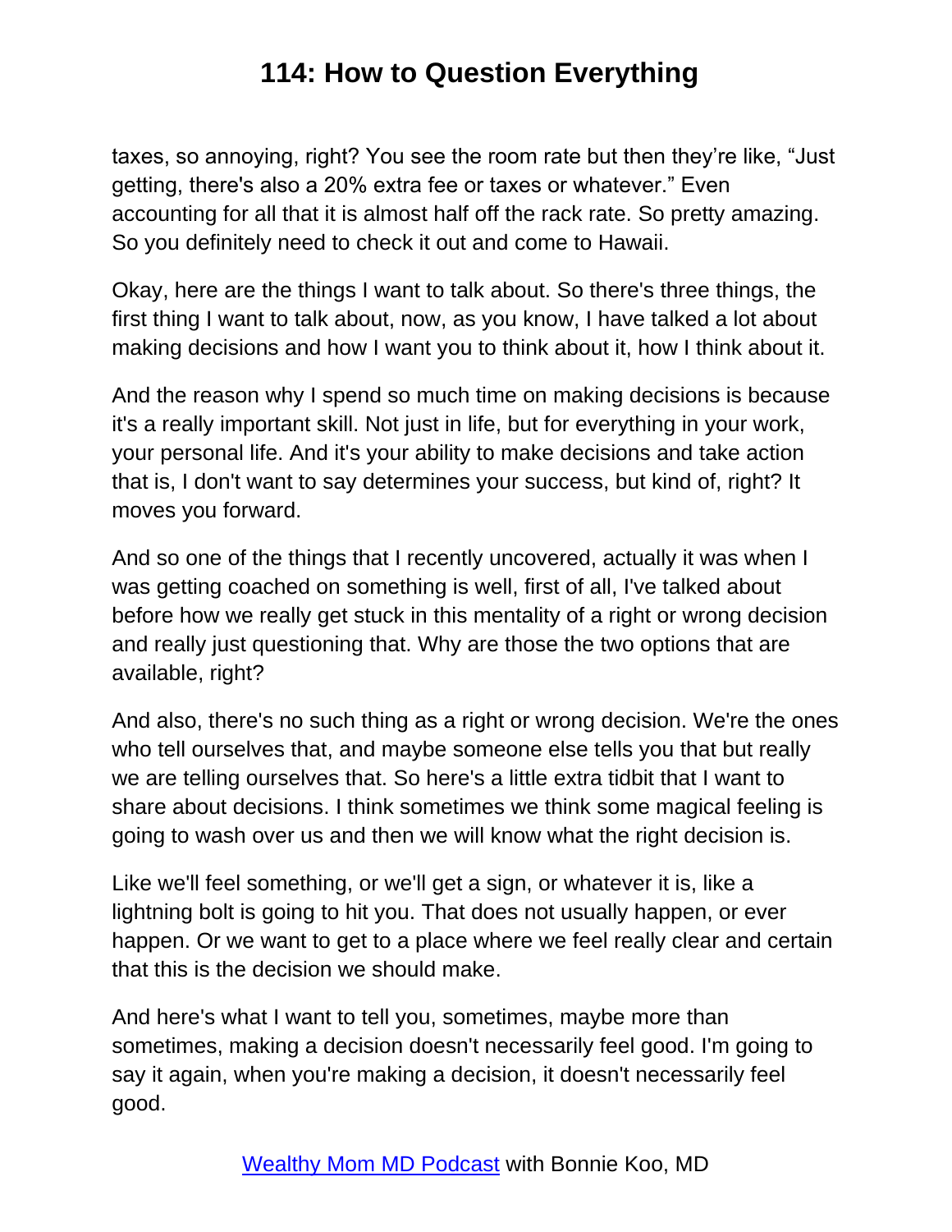taxes, so annoying, right? You see the room rate but then they're like, "Just getting, there's also a 20% extra fee or taxes or whatever." Even accounting for all that it is almost half off the rack rate. So pretty amazing. So you definitely need to check it out and come to Hawaii.

Okay, here are the things I want to talk about. So there's three things, the first thing I want to talk about, now, as you know, I have talked a lot about making decisions and how I want you to think about it, how I think about it.

And the reason why I spend so much time on making decisions is because it's a really important skill. Not just in life, but for everything in your work, your personal life. And it's your ability to make decisions and take action that is, I don't want to say determines your success, but kind of, right? It moves you forward.

And so one of the things that I recently uncovered, actually it was when I was getting coached on something is well, first of all, I've talked about before how we really get stuck in this mentality of a right or wrong decision and really just questioning that. Why are those the two options that are available, right?

And also, there's no such thing as a right or wrong decision. We're the ones who tell ourselves that, and maybe someone else tells you that but really we are telling ourselves that. So here's a little extra tidbit that I want to share about decisions. I think sometimes we think some magical feeling is going to wash over us and then we will know what the right decision is.

Like we'll feel something, or we'll get a sign, or whatever it is, like a lightning bolt is going to hit you. That does not usually happen, or ever happen. Or we want to get to a place where we feel really clear and certain that this is the decision we should make.

And here's what I want to tell you, sometimes, maybe more than sometimes, making a decision doesn't necessarily feel good. I'm going to say it again, when you're making a decision, it doesn't necessarily feel good.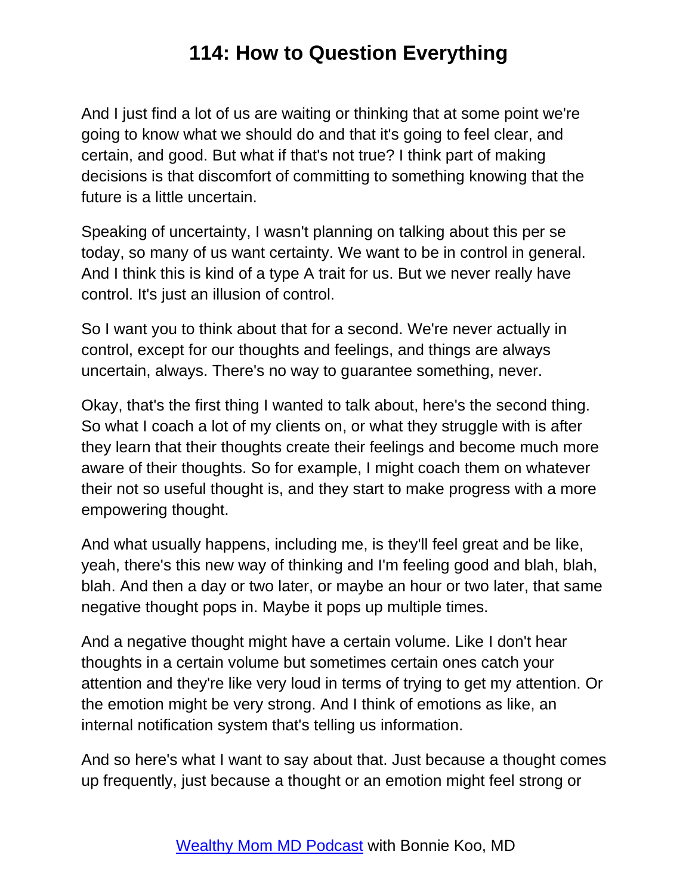And I just find a lot of us are waiting or thinking that at some point we're going to know what we should do and that it's going to feel clear, and certain, and good. But what if that's not true? I think part of making decisions is that discomfort of committing to something knowing that the future is a little uncertain.

Speaking of uncertainty, I wasn't planning on talking about this per se today, so many of us want certainty. We want to be in control in general. And I think this is kind of a type A trait for us. But we never really have control. It's just an illusion of control.

So I want you to think about that for a second. We're never actually in control, except for our thoughts and feelings, and things are always uncertain, always. There's no way to guarantee something, never.

Okay, that's the first thing I wanted to talk about, here's the second thing. So what I coach a lot of my clients on, or what they struggle with is after they learn that their thoughts create their feelings and become much more aware of their thoughts. So for example, I might coach them on whatever their not so useful thought is, and they start to make progress with a more empowering thought.

And what usually happens, including me, is they'll feel great and be like, yeah, there's this new way of thinking and I'm feeling good and blah, blah, blah. And then a day or two later, or maybe an hour or two later, that same negative thought pops in. Maybe it pops up multiple times.

And a negative thought might have a certain volume. Like I don't hear thoughts in a certain volume but sometimes certain ones catch your attention and they're like very loud in terms of trying to get my attention. Or the emotion might be very strong. And I think of emotions as like, an internal notification system that's telling us information.

And so here's what I want to say about that. Just because a thought comes up frequently, just because a thought or an emotion might feel strong or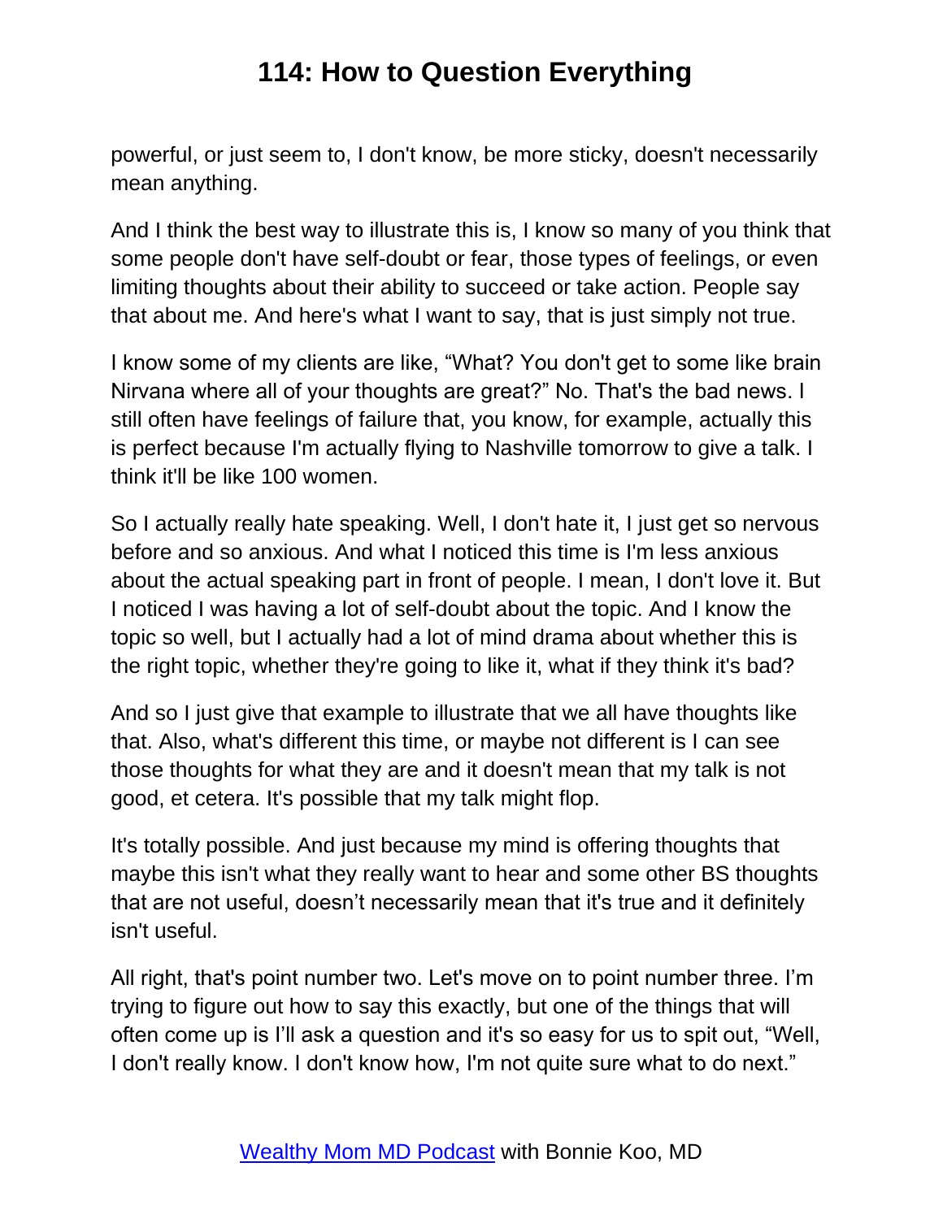powerful, or just seem to, I don't know, be more sticky, doesn't necessarily mean anything.

And I think the best way to illustrate this is, I know so many of you think that some people don't have self-doubt or fear, those types of feelings, or even limiting thoughts about their ability to succeed or take action. People say that about me. And here's what I want to say, that is just simply not true.

I know some of my clients are like, "What? You don't get to some like brain Nirvana where all of your thoughts are great?" No. That's the bad news. I still often have feelings of failure that, you know, for example, actually this is perfect because I'm actually flying to Nashville tomorrow to give a talk. I think it'll be like 100 women.

So I actually really hate speaking. Well, I don't hate it, I just get so nervous before and so anxious. And what I noticed this time is I'm less anxious about the actual speaking part in front of people. I mean, I don't love it. But I noticed I was having a lot of self-doubt about the topic. And I know the topic so well, but I actually had a lot of mind drama about whether this is the right topic, whether they're going to like it, what if they think it's bad?

And so I just give that example to illustrate that we all have thoughts like that. Also, what's different this time, or maybe not different is I can see those thoughts for what they are and it doesn't mean that my talk is not good, et cetera. It's possible that my talk might flop.

It's totally possible. And just because my mind is offering thoughts that maybe this isn't what they really want to hear and some other BS thoughts that are not useful, doesn't necessarily mean that it's true and it definitely isn't useful.

All right, that's point number two. Let's move on to point number three. I'm trying to figure out how to say this exactly, but one of the things that will often come up is I'll ask a question and it's so easy for us to spit out, "Well, I don't really know. I don't know how, I'm not quite sure what to do next."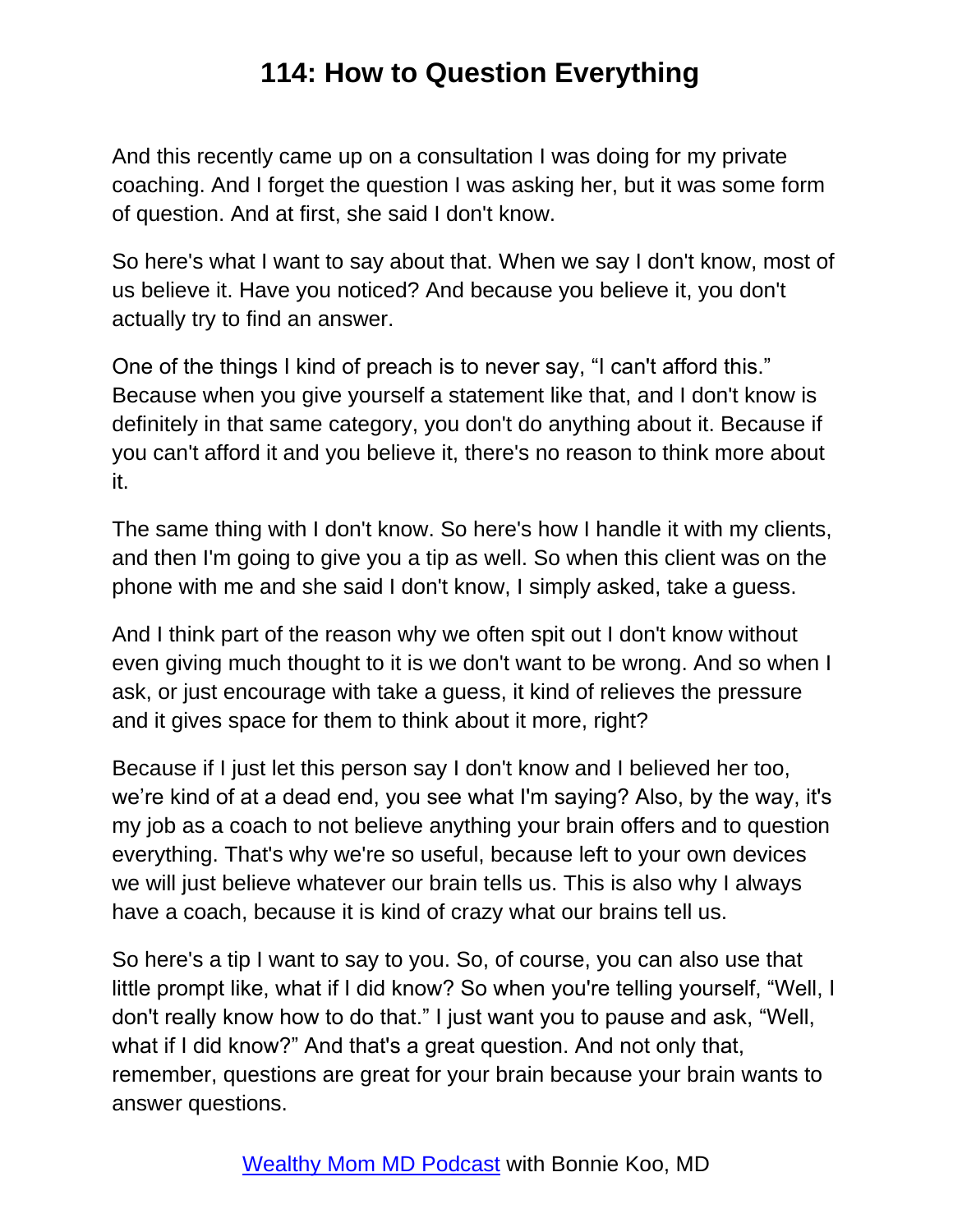And this recently came up on a consultation I was doing for my private coaching. And I forget the question I was asking her, but it was some form of question. And at first, she said I don't know.

So here's what I want to say about that. When we say I don't know, most of us believe it. Have you noticed? And because you believe it, you don't actually try to find an answer.

One of the things I kind of preach is to never say, “I can't afford this.” Because when you give yourself a statement like that, and I don't know is definitely in that same category, you don't do anything about it. Because if you can't afford it and you believe it, there's no reason to think more about it.

The same thing with I don't know. So here's how I handle it with my clients, and then I'm going to give you a tip as well. So when this client was on the phone with me and she said I don't know, I simply asked, take a guess.

And I think part of the reason why we often spit out I don't know without even giving much thought to it is we don't want to be wrong. And so when I ask, or just encourage with take a guess, it kind of relieves the pressure and it gives space for them to think about it more, right?

Because if I just let this person say I don't know and I believed her too, we’re kind of at a dead end, you see what I'm saying? Also, by the way, it's my job as a coach to not believe anything your brain offers and to question everything. That's why we're so useful, because left to your own devices we will just believe whatever our brain tells us. This is also why I always have a coach, because it is kind of crazy what our brains tell us.

So here's a tip I want to say to you. So, of course, you can also use that little prompt like, what if I did know? So when you're telling yourself, “Well, I don't really know how to do that.” I just want you to pause and ask, “Well, what if I did know?” And that's a great question. And not only that, remember, questions are great for your brain because your brain wants to answer questions.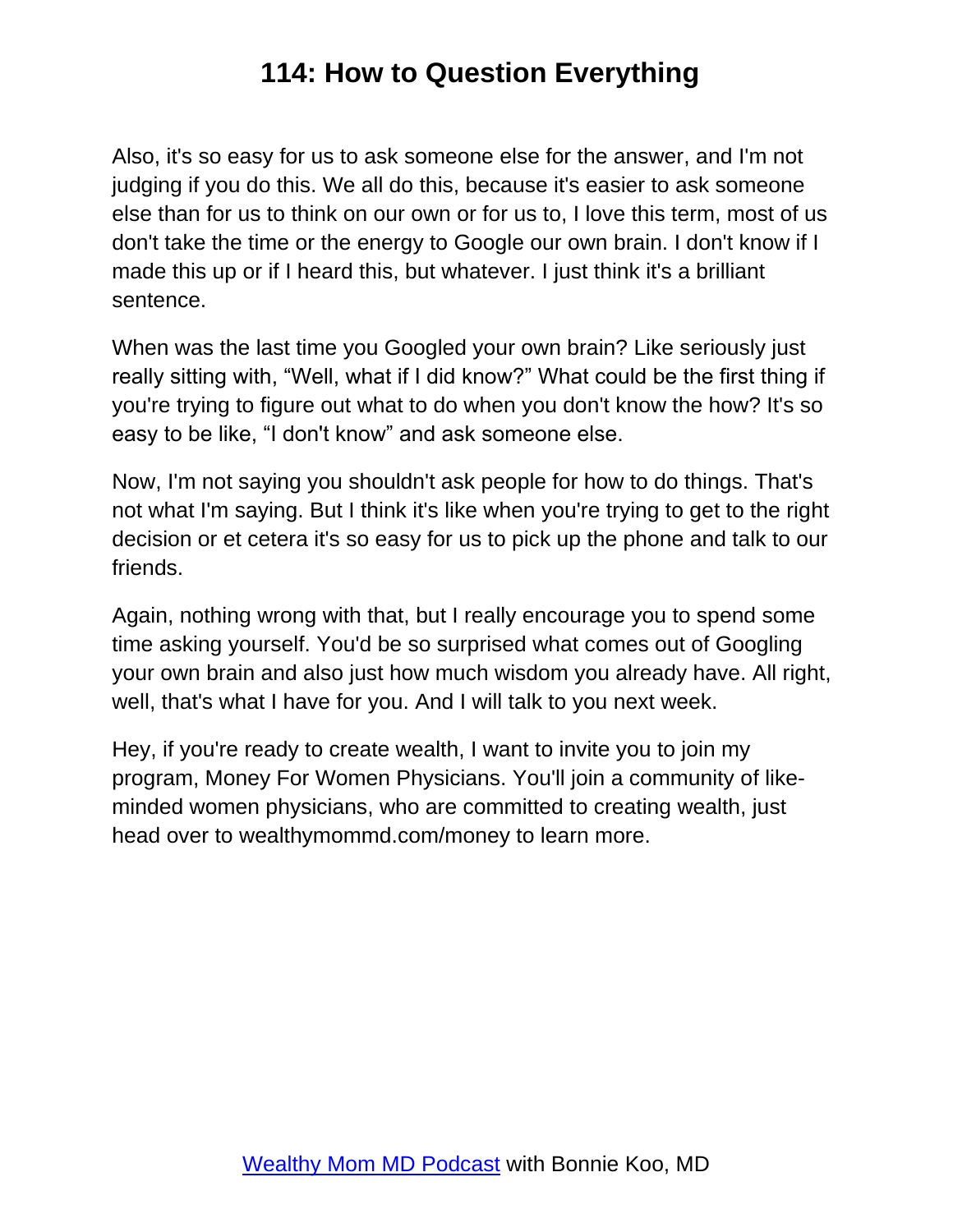Also, it's so easy for us to ask someone else for the answer, and I'm not judging if you do this. We all do this, because it's easier to ask someone else than for us to think on our own or for us to, I love this term, most of us don't take the time or the energy to Google our own brain. I don't know if I made this up or if I heard this, but whatever. I just think it's a brilliant sentence.

When was the last time you Googled your own brain? Like seriously just really sitting with, "Well, what if I did know?" What could be the first thing if you're trying to figure out what to do when you don't know the how? It's so easy to be like, "I don't know" and ask someone else.

Now, I'm not saying you shouldn't ask people for how to do things. That's not what I'm saying. But I think it's like when you're trying to get to the right decision or et cetera it's so easy for us to pick up the phone and talk to our friends.

Again, nothing wrong with that, but I really encourage you to spend some time asking yourself. You'd be so surprised what comes out of Googling your own brain and also just how much wisdom you already have. All right, well, that's what I have for you. And I will talk to you next week.

Hey, if you're ready to create wealth, I want to invite you to join my program, Money For Women Physicians. You'll join a community of like-minded women physicians, who are committed to creating wealth, just head over to wealthymommd.com/money to learn more.